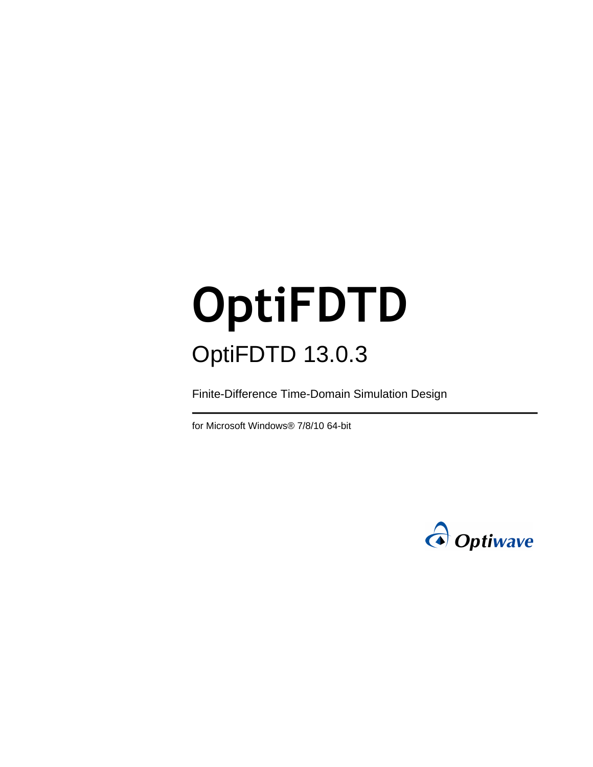# OptiFDTD

## OptiFDTD 13.0.3

Finite-Difference Time-Domain Simulation Design

---

for Microsoft Windows® 7/8/10 64-bit

Optiwave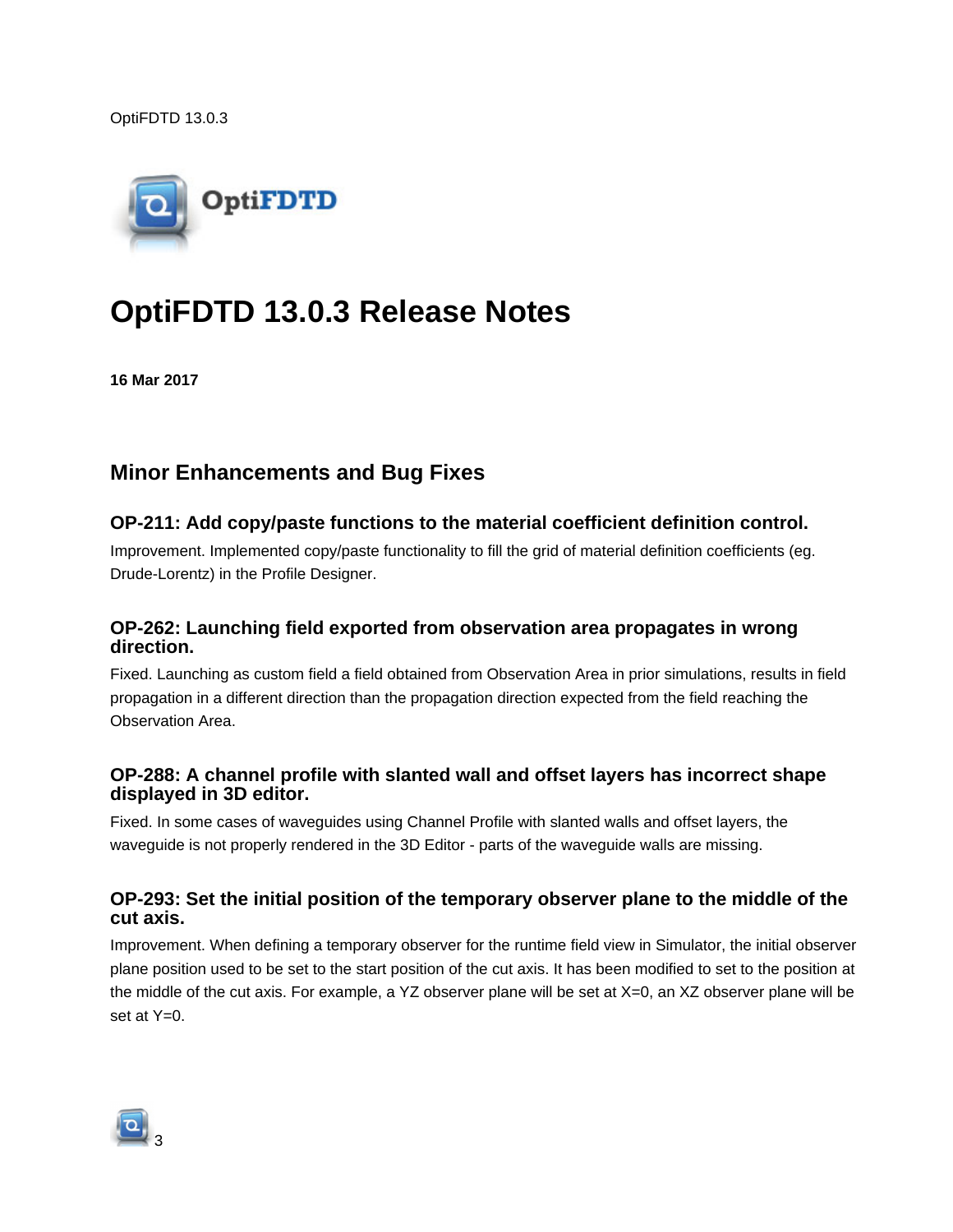# OptiFDTD 13.0.3 Release Notes

**16 Mar 2017**

## Minor Enhancements and Bug Fixes

### OP-211: Add copy/paste functions to the material coefficient definition control.

Improvement. Implemented copy/paste functionality to fill the grid of material definition coefficients (eg. Drude-Lorentz) in the Profile Designer.

### OP-262: Launching field exported from observation area propagates in wrong direction.

Fixed. Launching as custom field a field obtained from Observation Area in prior simulations, results in field propagation in a different direction than the propagation direction expected from the field reaching the Observation Area.

### OP-288: A channel profile with slanted wall and offset layers has incorrect shape displayed in 3D editor.

Fixed. In some cases of waveguides using Channel Profile with slanted walls and offset layers, the waveguide is not properly rendered in the 3D Editor - parts of the waveguide walls are missing.

### OP-293: Set the initial position of the temporary observer plane to the middle of the cut axis.

Improvement. When defining a temporary observer for the runtime field view in Simulator, the initial observer plane position used to be set to the start position of the cut axis. It has been modified to set to the position at the middle of the cut axis. For example, a YZ observer plane will be set at X=0, an XZ observer plane will be set at Y=0.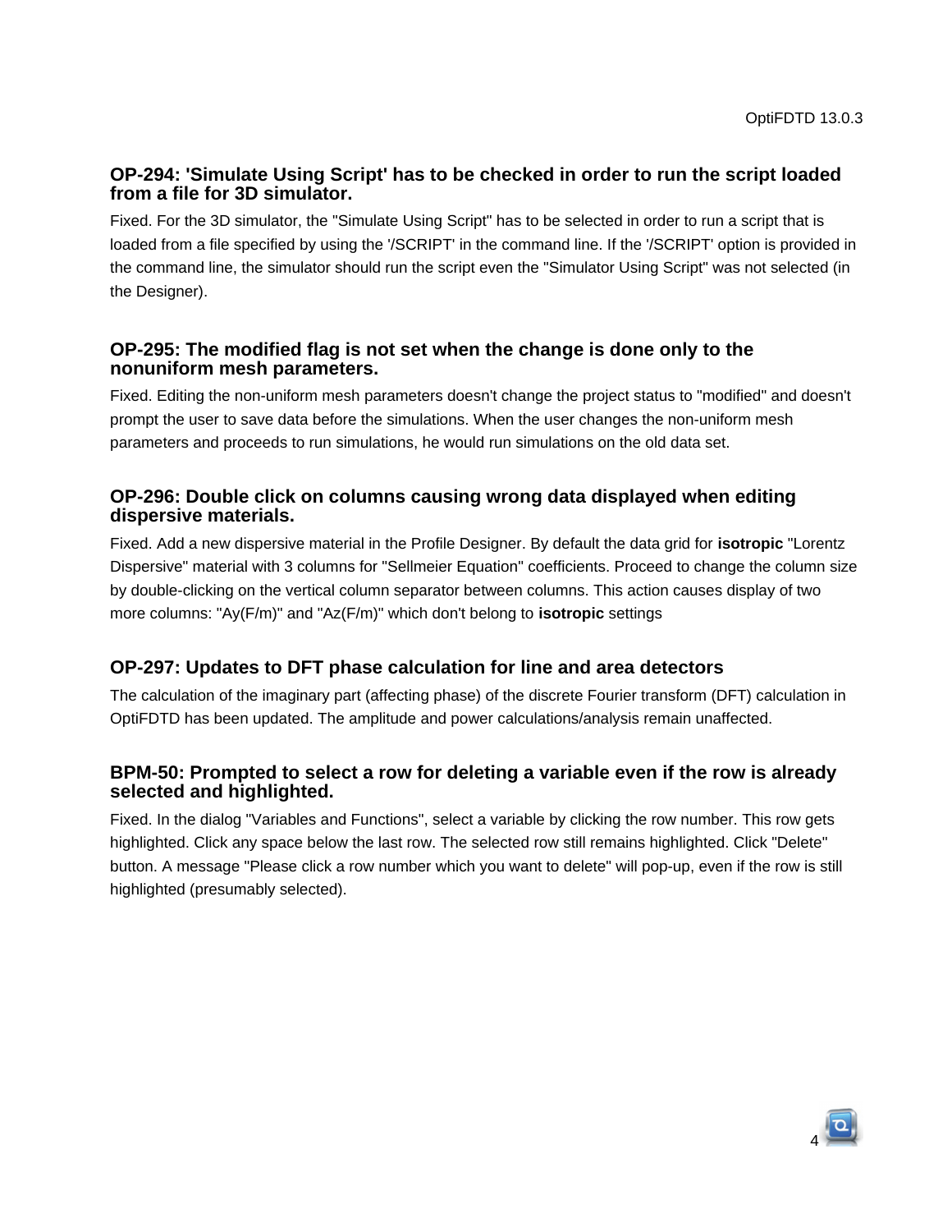### OP-294: 'Simulate Using Script' has to be checked in order to run the script loaded from a file for 3D simulator.

Fixed. For the 3D simulator, the "Simulate Using Script" has to be selected in order to run a script that is loaded from a file specified by using the '/SCRIPT' in the command line. If the '/SCRIPT' option is provided in the command line, the simulator should run the script even the "Simulator Using Script" was not selected (in the Designer).

### OP-295: The modified flag is not set when the change is done only to the nonuniform mesh parameters.

Fixed. Editing the non-uniform mesh parameters doesn't change the project status to "modified" and doesn't prompt the user to save data before the simulations. When the user changes the non-uniform mesh parameters and proceeds to run simulations, he would run simulations on the old data set.

### OP-296: Double click on columns causing wrong data displayed when editing dispersive materials.

Fixed. Add a new dispersive material in the Profile Designer. By default the data grid for **isotropic** "Lorentz Dispersive" material with 3 columns for "Sellmeier Equation" coefficients. Proceed to change the column size by double-clicking on the vertical column separator between columns. This action causes display of two more columns: "Ay(F/m)" and "Az(F/m)" which don't belong to **isotropic** settings

### OP-297: Updates to DFT phase calculation for line and area detectors

The calculation of the imaginary part (affecting phase) of the discrete Fourier transform (DFT) calculation in OptiFDTD has been updated. The amplitude and power calculations/analysis remain unaffected.

### BPM-50: Prompted to select a row for deleting a variable even if the row is already selected and highlighted.

Fixed. In the dialog "Variables and Functions", select a variable by clicking the row number. This row gets highlighted. Click any space below the last row. The selected row still remains highlighted. Click "Delete" button. A message "Please click a row number which you want to delete" will pop-up, even if the row is still highlighted (presumably selected).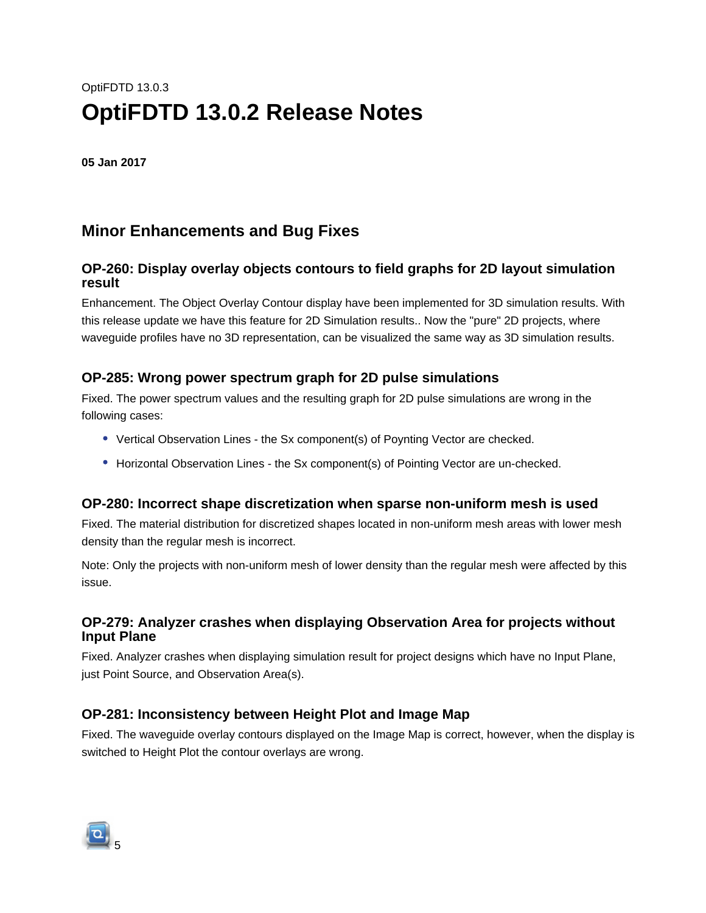# OptiFDTD 13.0.2 Release Notes

**05 Jan 2017**

## Minor Enhancements and Bug Fixes

### OP-260: Display overlay objects contours to field graphs for 2D layout simulation result

Enhancement. The Object Overlay Contour display have been implemented for 3D simulation results. With this release update we have this feature for 2D Simulation results.. Now the "pure" 2D projects, where waveguide profiles have no 3D representation, can be visualized the same way as 3D simulation results.

### OP-285: Wrong power spectrum graph for 2D pulse simulations

Fixed. The power spectrum values and the resulting graph for 2D pulse simulations are wrong in the following cases:

- Vertical Observation Lines - the Sx component(s) of Poynting Vector are checked.
- Horizontal Observation Lines - the Sx component(s) of Pointing Vector are un-checked.

### OP-280: Incorrect shape discretization when sparse non-uniform mesh is used

Fixed. The material distribution for discretized shapes located in non-uniform mesh areas with lower mesh density than the regular mesh is incorrect.

Note: Only the projects with non-uniform mesh of lower density than the regular mesh were affected by this issue.

### OP-279: Analyzer crashes when displaying Observation Area for projects without Input Plane

Fixed. Analyzer crashes when displaying simulation result for project designs which have no Input Plane, just Point Source, and Observation Area(s).

### OP-281: Inconsistency between Height Plot and Image Map

Fixed. The waveguide overlay contours displayed on the Image Map is correct, however, when the display is switched to Height Plot the contour overlays are wrong.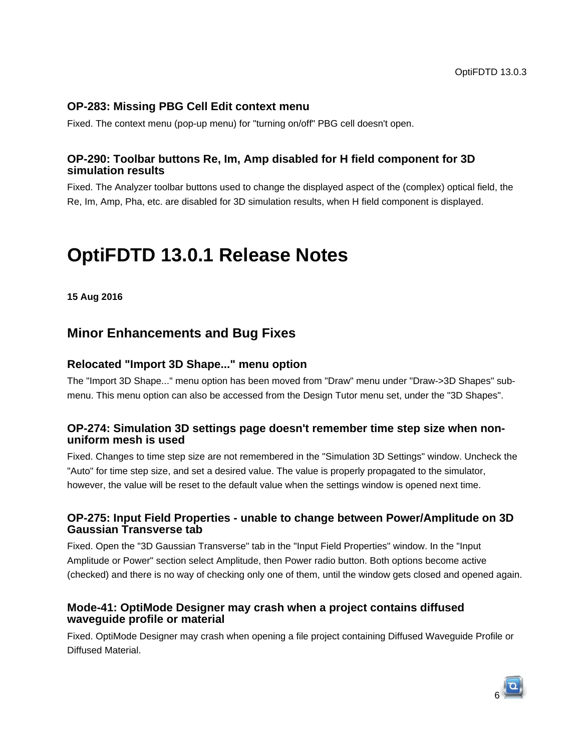### OP-283: Missing PBG Cell Edit context menu

Fixed. The context menu (pop-up menu) for "turning on/off" PBG cell doesn't open.

### OP-290: Toolbar buttons Re, Im, Amp disabled for H field component for 3D simulation results

Fixed. The Analyzer toolbar buttons used to change the displayed aspect of the (complex) optical field, the Re, Im, Amp, Pha, etc. are disabled for 3D simulation results, when H field component is displayed.

# OptiFDTD 13.0.1 Release Notes

**15 Aug 2016**

## Minor Enhancements and Bug Fixes

### Relocated "Import 3D Shape..." menu option

The "Import 3D Shape..." menu option has been moved from "Draw" menu under "Draw->3D Shapes" sub-menu. This menu option can also be accessed from the Design Tutor menu set, under the "3D Shapes".

### OP-274: Simulation 3D settings page doesn't remember time step size when non-uniform mesh is used

Fixed. Changes to time step size are not remembered in the "Simulation 3D Settings" window. Uncheck the "Auto" for time step size, and set a desired value. The value is properly propagated to the simulator, however, the value will be reset to the default value when the settings window is opened next time.

### OP-275: Input Field Properties - unable to change between Power/Amplitude on 3D Gaussian Transverse tab

Fixed. Open the "3D Gaussian Transverse" tab in the "Input Field Properties" window. In the "Input Amplitude or Power" section select Amplitude, then Power radio button. Both options become active (checked) and there is no way of checking only one of them, until the window gets closed and opened again.

### Mode-41: OptiMode Designer may crash when a project contains diffused waveguide profile or material

Fixed. OptiMode Designer may crash when opening a file project containing Diffused Waveguide Profile or Diffused Material.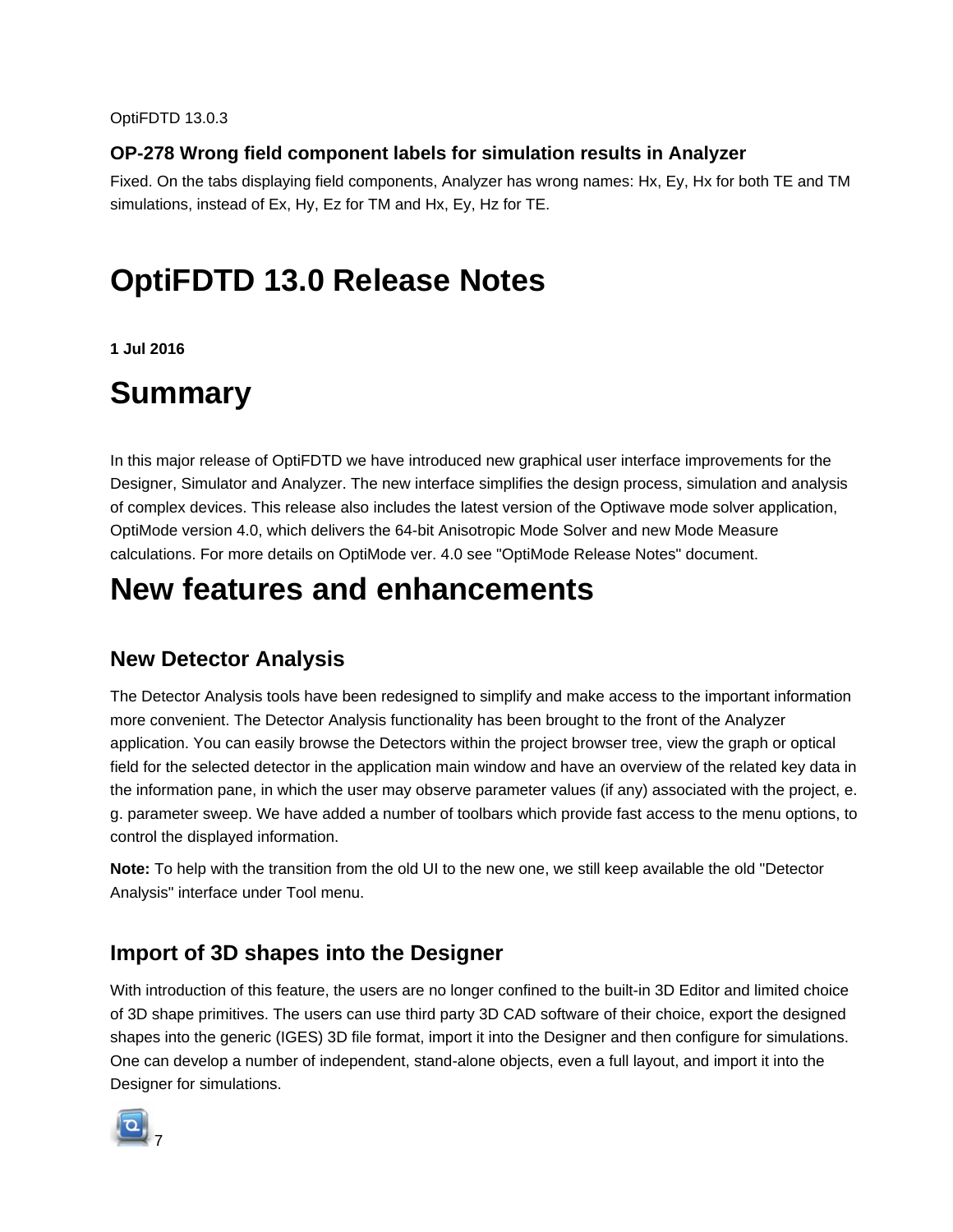OptiFDTD 13.0.3

### OP-278 Wrong field component labels for simulation results in Analyzer

Fixed. On the tabs displaying field components, Analyzer has wrong names: Hx, Ey, Hx for both TE and TM simulations, instead of Ex, Hy, Ez for TM and Hx, Ey, Hz for TE.

# OptiFDTD 13.0 Release Notes

**1 Jul 2016**

# Summary

In this major release of OptiFDTD we have introduced new graphical user interface improvements for the Designer, Simulator and Analyzer. The new interface simplifies the design process, simulation and analysis of complex devices. This release also includes the latest version of the Optiwave mode solver application, OptiMode version 4.0, which delivers the 64-bit Anisotropic Mode Solver and new Mode Measure calculations. For more details on OptiMode ver. 4.0 see "OptiMode Release Notes" document.

# New features and enhancements

## New Detector Analysis

The Detector Analysis tools have been redesigned to simplify and make access to the important information more convenient. The Detector Analysis functionality has been brought to the front of the Analyzer application. You can easily browse the Detectors within the project browser tree, view the graph or optical field for the selected detector in the application main window and have an overview of the related key data in the information pane, in which the user may observe parameter values (if any) associated with the project, e.g. parameter sweep. We have added a number of toolbars which provide fast access to the menu options, to control the displayed information.

**Note:** To help with the transition from the old UI to the new one, we still keep available the old "Detector Analysis" interface under Tool menu.

## Import of 3D shapes into the Designer

With introduction of this feature, the users are no longer confined to the built-in 3D Editor and limited choice of 3D shape primitives. The users can use third party 3D CAD software of their choice, export the designed shapes into the generic (IGES) 3D file format, import it into the Designer and then configure for simulations. One can develop a number of independent, stand-alone objects, even a full layout, and import it into the Designer for simulations.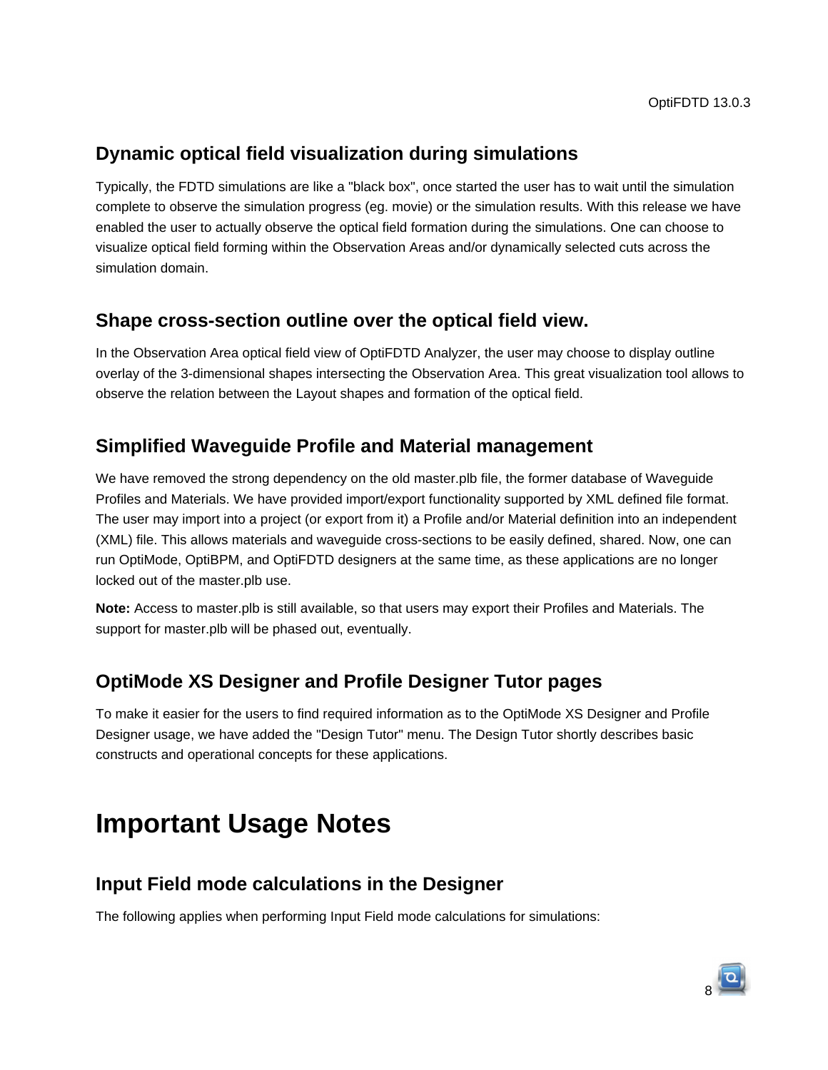## Dynamic optical field visualization during simulations

Typically, the FDTD simulations are like a "black box", once started the user has to wait until the simulation complete to observe the simulation progress (eg. movie) or the simulation results. With this release we have enabled the user to actually observe the optical field formation during the simulations. One can choose to visualize optical field forming within the Observation Areas and/or dynamically selected cuts across the simulation domain.

## Shape cross-section outline over the optical field view.

In the Observation Area optical field view of OptiFDTD Analyzer, the user may choose to display outline overlay of the 3-dimensional shapes intersecting the Observation Area. This great visualization tool allows to observe the relation between the Layout shapes and formation of the optical field.

## Simplified Waveguide Profile and Material management

We have removed the strong dependency on the old master.plb file, the former database of Waveguide Profiles and Materials. We have provided import/export functionality supported by XML defined file format. The user may import into a project (or export from it) a Profile and/or Material definition into an independent (XML) file. This allows materials and waveguide cross-sections to be easily defined, shared. Now, one can run OptiMode, OptiBPM, and OptiFDTD designers at the same time, as these applications are no longer locked out of the master.plb use.

**Note:** Access to master.plb is still available, so that users may export their Profiles and Materials. The support for master.plb will be phased out, eventually.

## OptiMode XS Designer and Profile Designer Tutor pages

To make it easier for the users to find required information as to the OptiMode XS Designer and Profile Designer usage, we have added the "Design Tutor" menu. The Design Tutor shortly describes basic constructs and operational concepts for these applications.

# Important Usage Notes

## Input Field mode calculations in the Designer

The following applies when performing Input Field mode calculations for simulations: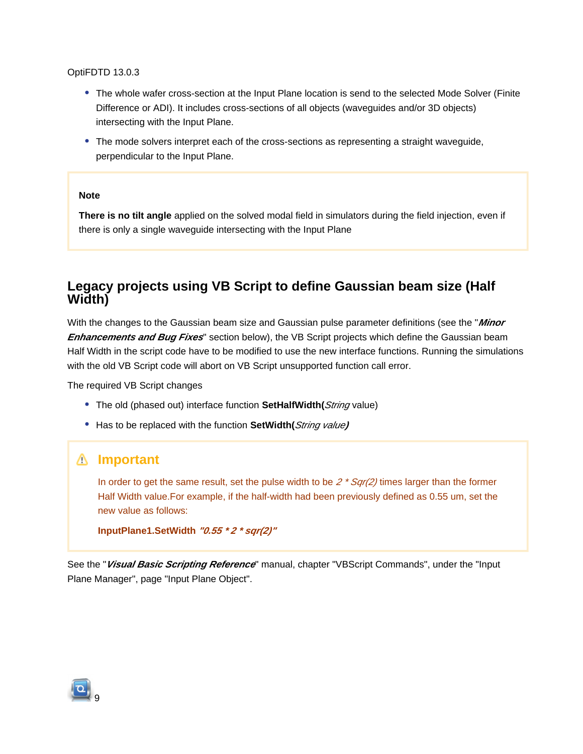OptiFDTD 13.0.3

- The whole wafer cross-section at the Input Plane location is send to the selected Mode Solver (Finite Difference or ADI). It includes cross-sections of all objects (waveguides and/or 3D objects) intersecting with the Input Plane.
- The mode solvers interpret each of the cross-sections as representing a straight waveguide, perpendicular to the Input Plane.

> **Note**
>
> **There is no tilt angle** applied on the solved modal field in simulators during the field injection, even if there is only a single waveguide intersecting with the Input Plane

## Legacy projects using VB Script to define Gaussian beam size (Half Width)

With the changes to the Gaussian beam size and Gaussian pulse parameter definitions (see the "***Minor Enhancements and Bug Fixes***" section below), the VB Script projects which define the Gaussian beam Half Width in the script code have to be modified to use the new interface functions. Running the simulations with the old VB Script code will abort on VB Script unsupported function call error.

The required VB Script changes

- The old (phased out) interface function **SetHalfWidth(***String* value)
- Has to be replaced with the function **SetWidth(***String value***)**

> **Important**
>
> In order to get the same result, set the pulse width to be *2 * Sqr(2)* times larger than the former Half Width value.For example, if the half-width had been previously defined as 0.55 um, set the new value as follows:
>
> **InputPlane1.SetWidth** ***"0.55 * 2 * sqr(2)"***

See the "***Visual Basic Scripting Reference***" manual, chapter "VBScript Commands", under the "Input Plane Manager", page "Input Plane Object".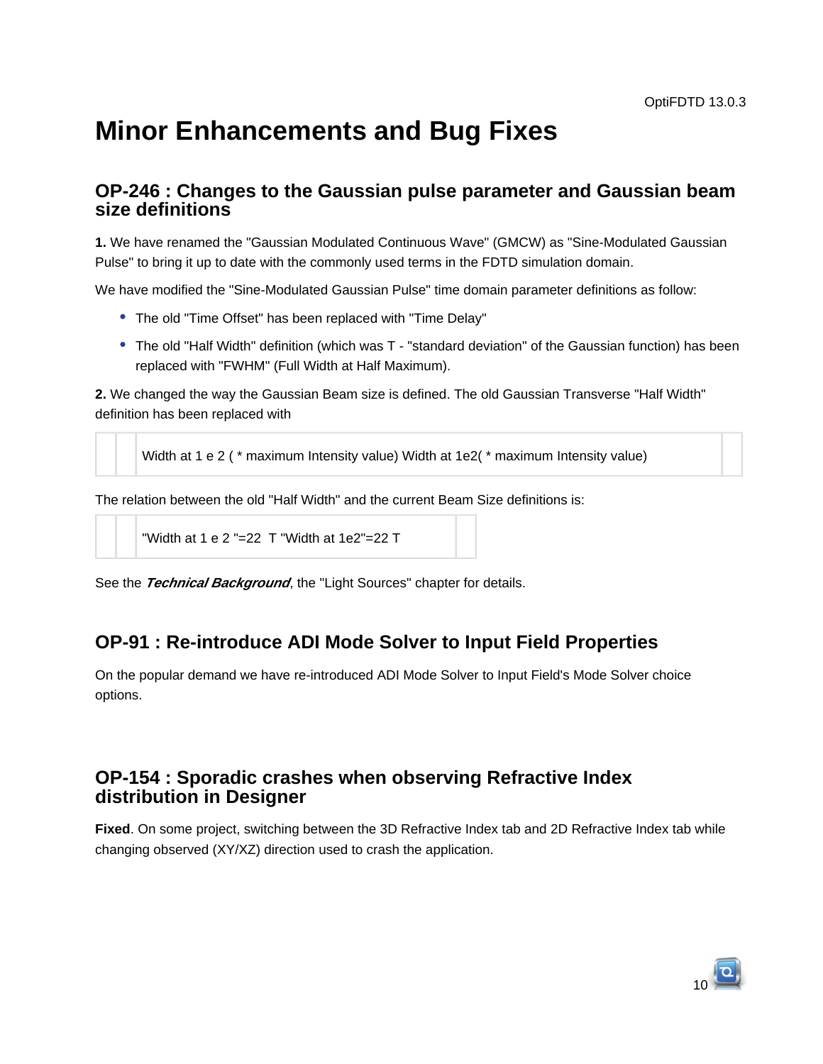# Minor Enhancements and Bug Fixes

## OP-246 : Changes to the Gaussian pulse parameter and Gaussian beam size definitions

**1.** We have renamed the "Gaussian Modulated Continuous Wave" (GMCW) as "Sine-Modulated Gaussian Pulse" to bring it up to date with the commonly used terms in the FDTD simulation domain.

We have modified the "Sine-Modulated Gaussian Pulse" time domain parameter definitions as follow:

- The old "Time Offset" has been replaced with "Time Delay"
- The old "Half Width" definition (which was T - "standard deviation" of the Gaussian function) has been replaced with "FWHM" (Full Width at Half Maximum).

**2.** We changed the way the Gaussian Beam size is defined. The old Gaussian Transverse "Half Width" definition has been replaced with

Width at $1/e^2$ (* maximum Intensity value)

The relation between the old "Half Width" and the current Beam Size definitions is:

"Width at $1/e^2$" $= 2\sqrt{2}\,T$

See the ***Technical Background***, the "Light Sources" chapter for details.

## OP-91 : Re-introduce ADI Mode Solver to Input Field Properties

On the popular demand we have re-introduced ADI Mode Solver to Input Field's Mode Solver choice options.

## OP-154 : Sporadic crashes when observing Refractive Index distribution in Designer

**Fixed**. On some project, switching between the 3D Refractive Index tab and 2D Refractive Index tab while changing observed (XY/XZ) direction used to crash the application.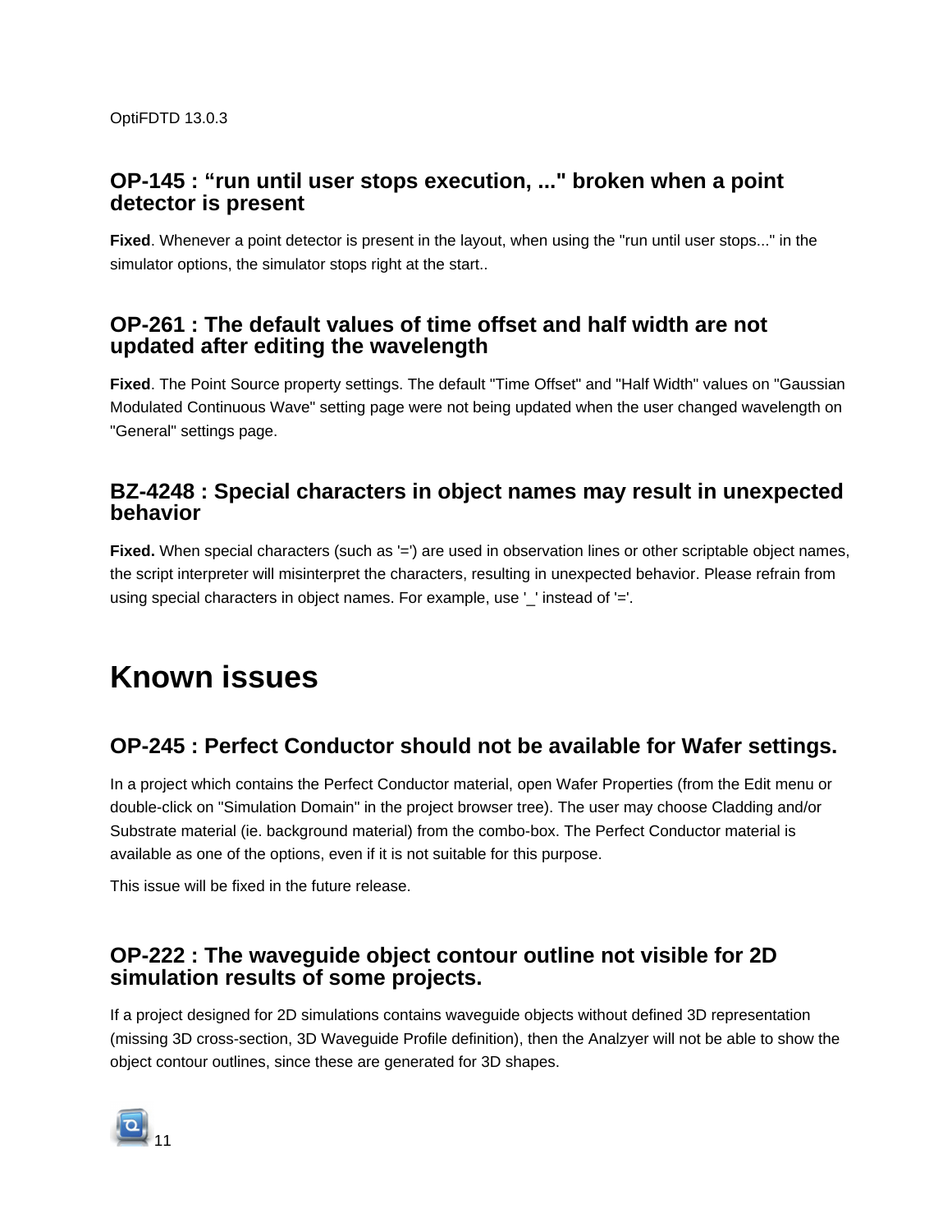## OP-145 : “run until user stops execution, ..." broken when a point detector is present

**Fixed**. Whenever a point detector is present in the layout, when using the "run until user stops..." in the simulator options, the simulator stops right at the start..

## OP-261 : The default values of time offset and half width are not updated after editing the wavelength

**Fixed**. The Point Source property settings. The default "Time Offset" and "Half Width" values on "Gaussian Modulated Continuous Wave" setting page were not being updated when the user changed wavelength on "General" settings page.

## BZ-4248 : Special characters in object names may result in unexpected behavior

**Fixed.** When special characters (such as '=') are used in observation lines or other scriptable object names, the script interpreter will misinterpret the characters, resulting in unexpected behavior. Please refrain from using special characters in object names. For example, use '_' instead of '='.

# Known issues

## OP-245 : Perfect Conductor should not be available for Wafer settings.

In a project which contains the Perfect Conductor material, open Wafer Properties (from the Edit menu or double-click on "Simulation Domain" in the project browser tree). The user may choose Cladding and/or Substrate material (ie. background material) from the combo-box. The Perfect Conductor material is available as one of the options, even if it is not suitable for this purpose.

This issue will be fixed in the future release.

## OP-222 : The waveguide object contour outline not visible for 2D simulation results of some projects.

If a project designed for 2D simulations contains waveguide objects without defined 3D representation (missing 3D cross-section, 3D Waveguide Profile definition), then the Analzyer will not be able to show the object contour outlines, since these are generated for 3D shapes.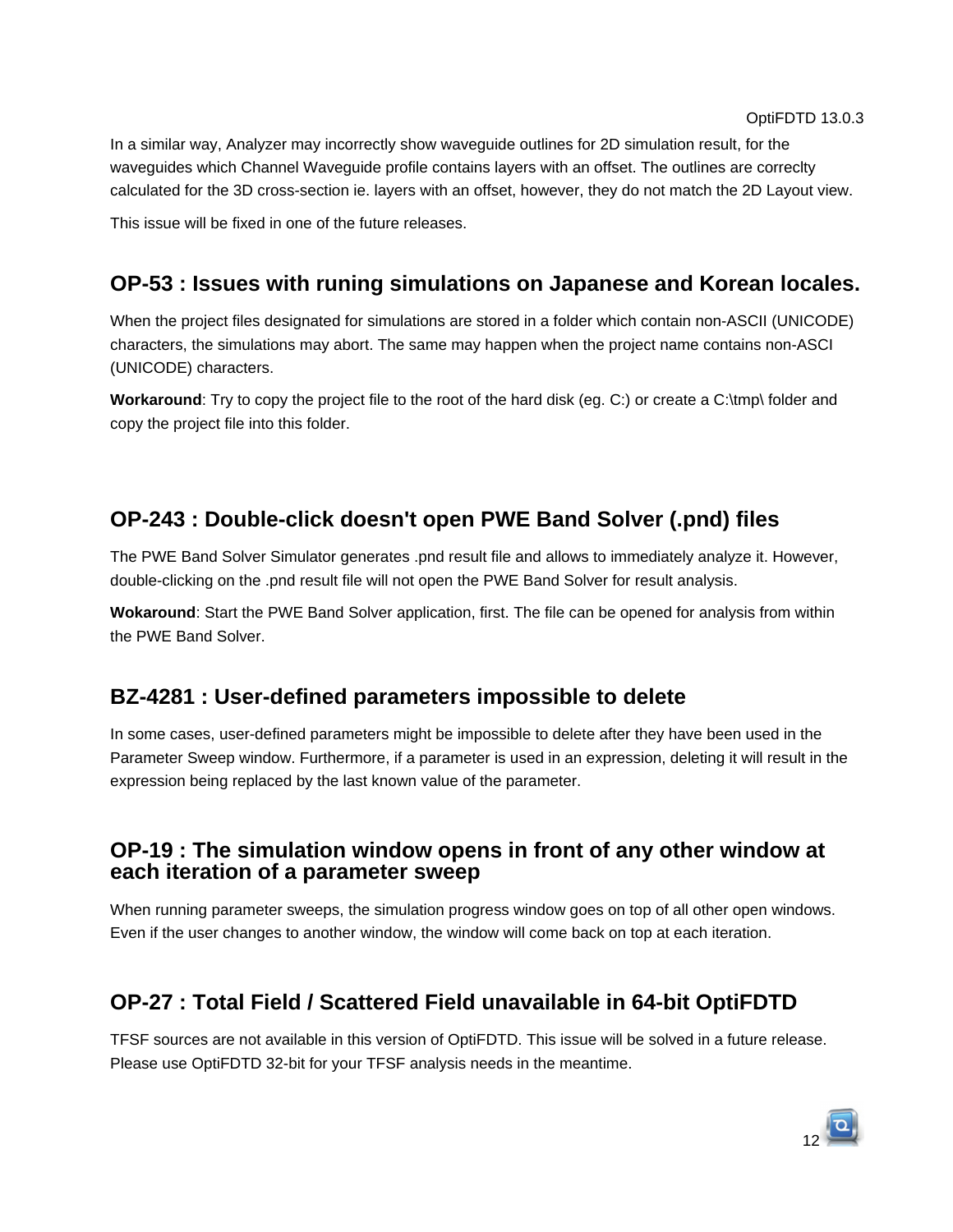In a similar way, Analyzer may incorrectly show waveguide outlines for 2D simulation result, for the waveguides which Channel Waveguide profile contains layers with an offset. The outlines are correclty calculated for the 3D cross-section ie. layers with an offset, however, they do not match the 2D Layout view.

This issue will be fixed in one of the future releases.

## OP-53 : Issues with runing simulations on Japanese and Korean locales.

When the project files designated for simulations are stored in a folder which contain non-ASCII (UNICODE) characters, the simulations may abort. The same may happen when the project name contains non-ASCI (UNICODE) characters.

**Workaround**: Try to copy the project file to the root of the hard disk (eg. C:) or create a C:\tmp\ folder and copy the project file into this folder.

## OP-243 : Double-click doesn't open PWE Band Solver (.pnd) files

The PWE Band Solver Simulator generates .pnd result file and allows to immediately analyze it. However, double-clicking on the .pnd result file will not open the PWE Band Solver for result analysis.

**Wokaround**: Start the PWE Band Solver application, first. The file can be opened for analysis from within the PWE Band Solver.

## BZ-4281 : User-defined parameters impossible to delete

In some cases, user-defined parameters might be impossible to delete after they have been used in the Parameter Sweep window. Furthermore, if a parameter is used in an expression, deleting it will result in the expression being replaced by the last known value of the parameter.

## OP-19 : The simulation window opens in front of any other window at each iteration of a parameter sweep

When running parameter sweeps, the simulation progress window goes on top of all other open windows. Even if the user changes to another window, the window will come back on top at each iteration.

## OP-27 : Total Field / Scattered Field unavailable in 64-bit OptiFDTD

TFSF sources are not available in this version of OptiFDTD. This issue will be solved in a future release. Please use OptiFDTD 32-bit for your TFSF analysis needs in the meantime.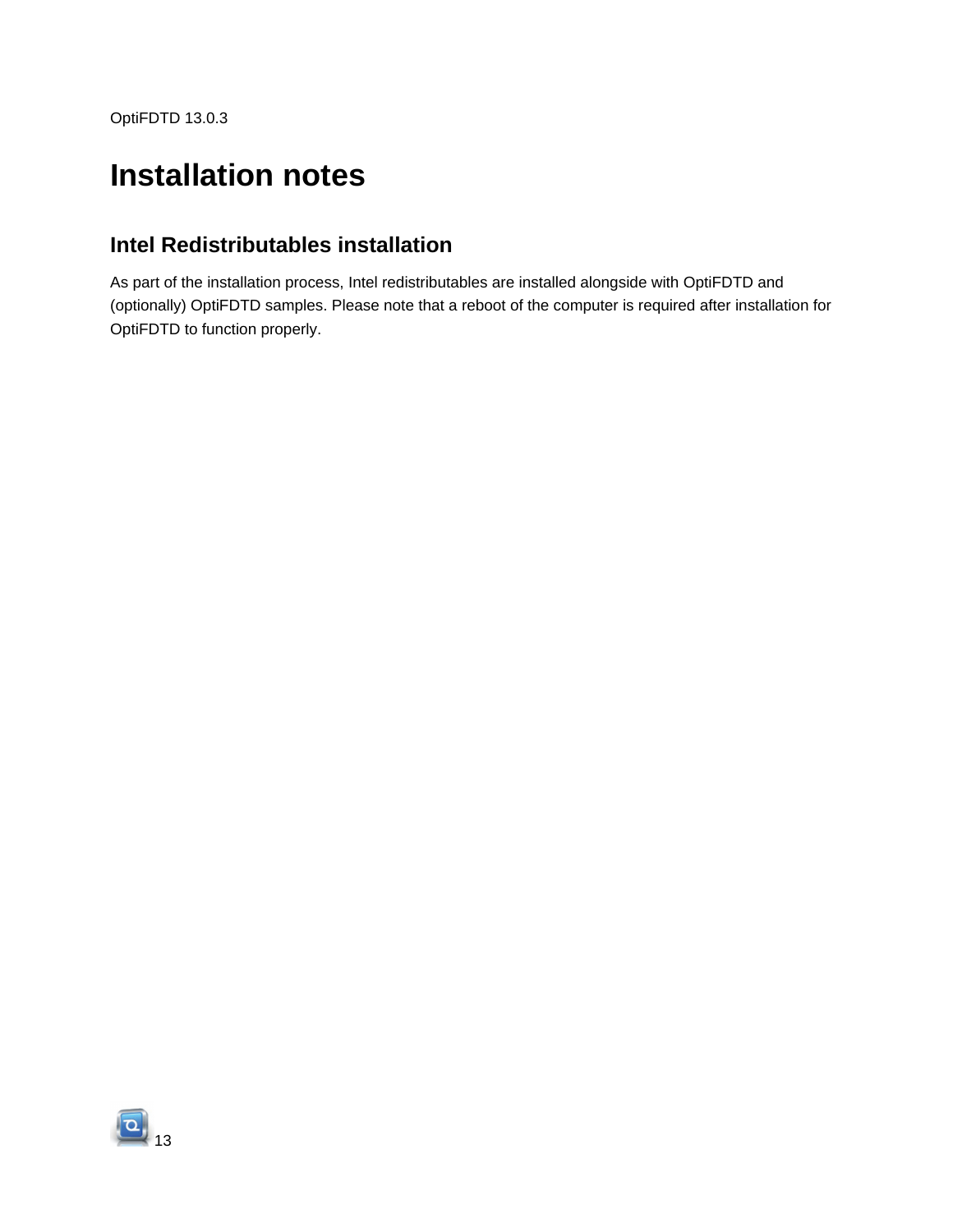# Installation notes

## Intel Redistributables installation

As part of the installation process, Intel redistributables are installed alongside with OptiFDTD and (optionally) OptiFDTD samples. Please note that a reboot of the computer is required after installation for OptiFDTD to function properly.